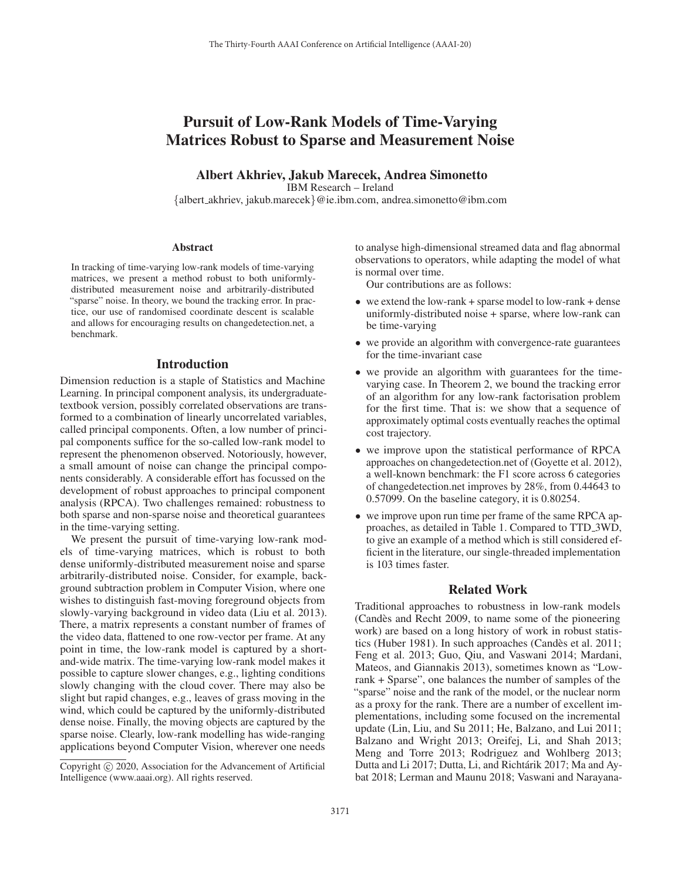# Pursuit of Low-Rank Models of Time-Varying Matrices Robust to Sparse and Measurement Noise

**Albert Akhriev, Jakub Marecek, Andrea Simonetto**

IBM Research – Ireland

{albert_akhriev, jakub.marecek}@ie.ibm.com, andrea.simonetto@ibm.com

## Abstract

In tracking of time-varying low-rank models of time-varying matrices, we present a method robust to both uniformly-distributed measurement noise and arbitrarily-distributed "sparse" noise. In theory, we bound the tracking error. In practice, our use of randomised coordinate descent is scalable and allows for encouraging results on changedetection.net, a benchmark.

## Introduction

Dimension reduction is a staple of Statistics and Machine Learning. In principal component analysis, its undergraduate-textbook version, possibly correlated observations are transformed to a combination of linearly uncorrelated variables, called principal components. Often, a low number of principal components suffice for the so-called low-rank model to represent the phenomenon observed. Notoriously, however, a small amount of noise can change the principal components considerably. A considerable effort has focussed on the development of robust approaches to principal component analysis (RPCA). Two challenges remained: robustness to both sparse and non-sparse noise and theoretical guarantees in the time-varying setting.

We present the pursuit of time-varying low-rank models of time-varying matrices, which is robust to both dense uniformly-distributed measurement noise and sparse arbitrarily-distributed noise. Consider, for example, background subtraction problem in Computer Vision, where one wishes to distinguish fast-moving foreground objects from slowly-varying background in video data (Liu et al. 2013). There, a matrix represents a constant number of frames of the video data, flattened to one row-vector per frame. At any point in time, the low-rank model is captured by a short-and-wide matrix. The time-varying low-rank model makes it possible to capture slower changes, e.g., lighting conditions slowly changing with the cloud cover. There may also be slight but rapid changes, e.g., leaves of grass moving in the wind, which could be captured by the uniformly-distributed dense noise. Finally, the moving objects are captured by the sparse noise. Clearly, low-rank modelling has wide-ranging applications beyond Computer Vision, wherever one needs to analyse high-dimensional streamed data and flag abnormal observations to operators, while adapting the model of what is normal over time.

Our contributions are as follows:

- we extend the low-rank + sparse model to low-rank + dense uniformly-distributed noise + sparse, where low-rank can be time-varying
- we provide an algorithm with convergence-rate guarantees for the time-invariant case
- we provide an algorithm with guarantees for the time-varying case. In Theorem 2, we bound the tracking error of an algorithm for any low-rank factorisation problem for the first time. That is: we show that a sequence of approximately optimal costs eventually reaches the optimal cost trajectory.
- we improve upon the statistical performance of RPCA approaches on changedetection.net of (Goyette et al. 2012), a well-known benchmark: the F1 score across 6 categories of changedetection.net improves by 28%, from 0.44643 to 0.57099. On the baseline category, it is 0.80254.
- we improve upon run time per frame of the same RPCA approaches, as detailed in Table 1. Compared to TTD_3WD, to give an example of a method which is still considered efficient in the literature, our single-threaded implementation is 103 times faster.

## Related Work

Traditional approaches to robustness in low-rank models (Candès and Recht 2009, to name some of the pioneering work) are based on a long history of work in robust statistics (Huber 1981). In such approaches (Candès et al. 2011; Feng et al. 2013; Guo, Qiu, and Vaswani 2014; Mardani, Mateos, and Giannakis 2013), sometimes known as "Low-rank + Sparse", one balances the number of samples of the "sparse" noise and the rank of the model, or the nuclear norm as a proxy for the rank. There are a number of excellent implementations, including some focused on the incremental update (Lin, Liu, and Su 2011; He, Balzano, and Lui 2011; Balzano and Wright 2013; Oreifej, Li, and Shah 2013; Meng and Torre 2013; Rodriguez and Wohlberg 2013; Dutta and Li 2017; Dutta, Li, and Richtárik 2017; Ma and Aybat 2018; Lerman and Maunu 2018; Vaswani and Narayana-

Copyright © 2020, Association for the Advancement of Artificial Intelligence (www.aaai.org). All rights reserved.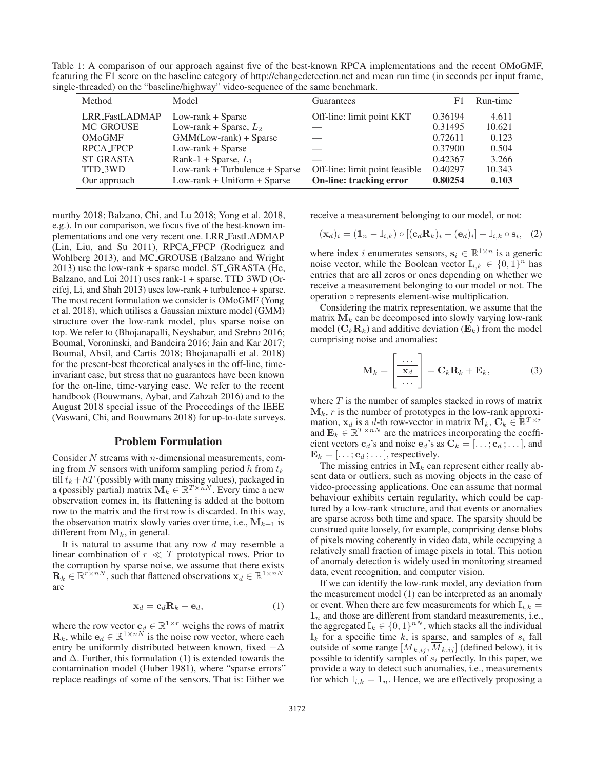Table 1: A comparison of our approach against five of the best-known RPCA implementations and the recent OMoGMF, featuring the F1 score on the baseline category of http://changedetection.net and mean run time (in seconds per input frame, single-threaded) on the "baseline/highway" video-sequence of the same benchmark.

| Method | Model | Guarantees | F1 | Run-time |
|---|---|---|---|---|
| LRR_FastLADMAP | Low-rank + Sparse | Off-line: limit point KKT | 0.36194 | 4.611 |
| MC_GROUSE | Low-rank + Sparse, $L_2$ | — | 0.31495 | 10.621 |
| OMoGMF | GMM(Low-rank) + Sparse | — | 0.72611 | 0.123 |
| RPCA_FPCP | Low-rank + Sparse | — | 0.37900 | 0.504 |
| ST_GRASTA | Rank-1 + Sparse, $L_1$ | — | 0.42367 | 3.266 |
| TTD_3WD | Low-rank + Turbulence + Sparse | Off-line: limit point feasible | 0.40297 | 10.343 |
| Our approach | Low-rank + Uniform + Sparse | **On-line: tracking error** | **0.80254** | **0.103** |

murthy 2018; Balzano, Chi, and Lu 2018; Yong et al. 2018, e.g.). In our comparison, we focus five of the best-known implementations and one very recent one. LRR_FastLADMAP (Lin, Liu, and Su 2011), RPCA_FPCP (Rodriguez and Wohlberg 2013), and MC_GROUSE (Balzano and Wright 2013) use the low-rank + sparse model. ST_GRASTA (He, Balzano, and Lui 2011) uses rank-1 + sparse. TTD_3WD (Oreifej, Li, and Shah 2013) uses low-rank + turbulence + sparse. The most recent formulation we consider is OMoGMF (Yong et al. 2018), which utilises a Gaussian mixture model (GMM) structure over the low-rank model, plus sparse noise on top. We refer to (Bhojanapalli, Neyshabur, and Srebro 2016; Boumal, Voroninski, and Bandeira 2016; Jain and Kar 2017; Boumal, Absil, and Cartis 2018; Bhojanapalli et al. 2018) for the present-best theoretical analyses in the off-line, time-invariant case, but stress that no guarantees have been known for the on-line, time-varying case. We refer to the recent handbook (Bouwmans, Aybat, and Zahzah 2016) and to the August 2018 special issue of the Proceedings of the IEEE (Vaswani, Chi, and Bouwmans 2018) for up-to-date surveys.

## Problem Formulation

Consider $N$ streams with $n$-dimensional measurements, coming from $N$ sensors with uniform sampling period $h$ from $t_k$ till $t_k + hT$ (possibly with many missing values), packaged in a (possibly partial) matrix $\mathbf{M}_k \in \mathbb{R}^{T \times nN}$. Every time a new observation comes in, its flattening is added at the bottom row to the matrix and the first row is discarded. In this way, the observation matrix slowly varies over time, i.e., $\mathbf{M}_{k+1}$ is different from $\mathbf{M}_k$, in general.

It is natural to assume that any row $d$ may resemble a linear combination of $r \ll T$ prototypical rows. Prior to the corruption by sparse noise, we assume that there exists $\mathbf{R}_k \in \mathbb{R}^{r \times nN}$, such that flattened observations $\mathbf{x}_d \in \mathbb{R}^{1 \times nN}$ are

$$\mathbf{x}_d = \mathbf{c}_d \mathbf{R}_k + \mathbf{e}_d, \tag{1}$$

where the row vector $\mathbf{c}_d \in \mathbb{R}^{1 \times r}$ weighs the rows of matrix $\mathbf{R}_k$, while $\mathbf{e}_d \in \mathbb{R}^{1 \times nN}$ is the noise row vector, where each entry be uniformly distributed between known, fixed $-\Delta$ and $\Delta$. Further, this formulation (1) is extended towards the contamination model (Huber 1981), where "sparse errors" replace readings of some of the sensors. That is: Either we receive a measurement belonging to our model, or not:

$$(\mathbf{x}_d)_i = (\mathbf{1}_n - \mathbb{I}_{i,k}) \circ [(\mathbf{c}_d \mathbf{R}_k)_i + (\mathbf{e}_d)_i] + \mathbb{I}_{i,k} \circ \mathbf{s}_i, \tag{2}$$

where index $i$ enumerates sensors, $\mathbf{s}_i \in \mathbb{R}^{1 \times n}$ is a generic noise vector, while the Boolean vector $\mathbb{I}_{i,k} \in \{0,1\}^n$ has entries that are all zeros or ones depending on whether we receive a measurement belonging to our model or not. The operation $\circ$ represents element-wise multiplication.

Considering the matrix representation, we assume that the matrix $\mathbf{M}_k$ can be decomposed into slowly varying low-rank model ($\mathbf{C}_k \mathbf{R}_k$) and additive deviation ($\mathbf{E}_k$) from the model comprising noise and anomalies:

$$\mathbf{M}_k = \begin{bmatrix} \cdots \\ \hline \mathbf{x}_d \\ \hline \cdots \end{bmatrix} = \mathbf{C}_k \mathbf{R}_k + \mathbf{E}_k, \tag{3}$$

where $T$ is the number of samples stacked in rows of matrix $\mathbf{M}_k$, $r$ is the number of prototypes in the low-rank approximation, $\mathbf{x}_d$ is a $d$-th row-vector in matrix $\mathbf{M}_k$, $\mathbf{C}_k \in \mathbb{R}^{T \times r}$ and $\mathbf{E}_k \in \mathbb{R}^{T \times nN}$ are the matrices incorporating the coefficient vectors $\mathbf{c}_d$'s and noise $\mathbf{e}_d$'s as $\mathbf{C}_k = [\ldots; \mathbf{c}_d; \ldots]$, and $\mathbf{E}_k = [\ldots; \mathbf{e}_d; \ldots]$, respectively.

The missing entries in $\mathbf{M}_k$ can represent either really absent data or outliers, such as moving objects in the case of video-processing applications. One can assume that normal behaviour exhibits certain regularity, which could be captured by a low-rank structure, and that events or anomalies are sparse across both time and space. The sparsity should be construed quite loosely, for example, comprising dense blobs of pixels moving coherently in video data, while occupying a relatively small fraction of image pixels in total. This notion of anomaly detection is widely used in monitoring streamed data, event recognition, and computer vision.

If we can identify the low-rank model, any deviation from the measurement model (1) can be interpreted as an anomaly or event. When there are few measurements for which $\mathbb{I}_{i,k} = \mathbf{1}_n$ and those are different from standard measurements, i.e., the aggregated $\mathbb{I}_k \in \{0,1\}^{nN}$, which stacks all the individual $\mathbb{I}_k$ for a specific time $k$, is sparse, and samples of $s_i$ fall outside of some range $[\underline{M}_{k,ij}, \overline{M}_{k,ij}]$ (defined below), it is possible to identify samples of $s_i$ perfectly. In this paper, we provide a way to detect such anomalies, i.e., measurements for which $\mathbb{I}_{i,k} = \mathbf{1}_n$. Hence, we are effectively proposing a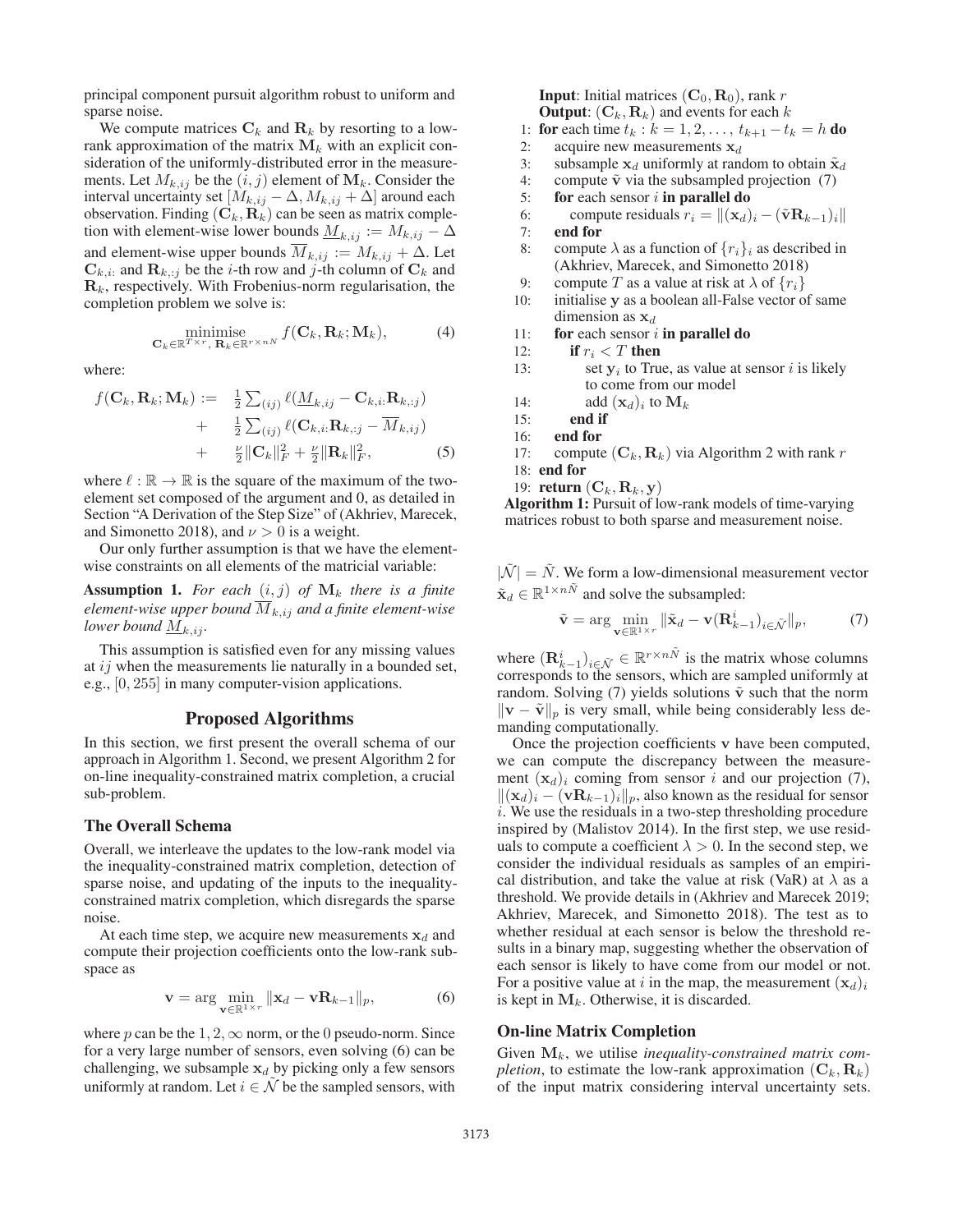principal component pursuit algorithm robust to uniform and sparse noise.

We compute matrices $\mathbf{C}_k$ and $\mathbf{R}_k$ by resorting to a low-rank approximation of the matrix $\mathbf{M}_k$ with an explicit consideration of the uniformly-distributed error in the measurements. Let $M_{k,ij}$ be the $(i,j)$ element of $\mathbf{M}_k$. Consider the interval uncertainty set $[M_{k,ij} - \Delta, M_{k,ij} + \Delta]$ around each observation. Finding $(\mathbf{C}_k, \mathbf{R}_k)$ can be seen as matrix completion with element-wise lower bounds $\underline{M}_{k,ij} := M_{k,ij} - \Delta$ and element-wise upper bounds $\overline{M}_{k,ij} := M_{k,ij} + \Delta$. Let $\mathbf{C}_{k,i:}$ and $\mathbf{R}_{k,:j}$ be the $i$-th row and $j$-th column of $\mathbf{C}_k$ and $\mathbf{R}_k$, respectively. With Frobenius-norm regularisation, the completion problem we solve is:

$$\underset{\mathbf{C}_k \in \mathbb{R}^{T \times r},\ \mathbf{R}_k \in \mathbb{R}^{r \times nN}}{\operatorname{minimise}} f(\mathbf{C}_k, \mathbf{R}_k; \mathbf{M}_k), \tag{4}$$

where:

$$\begin{aligned} f(\mathbf{C}_k, \mathbf{R}_k; \mathbf{M}_k) := \quad & \tfrac{1}{2} \textstyle\sum_{(ij)} \ell(\underline{M}_{k,ij} - \mathbf{C}_{k,i:}\mathbf{R}_{k,:j}) \\ + \quad & \tfrac{1}{2} \textstyle\sum_{(ij)} \ell(\mathbf{C}_{k,i:}\mathbf{R}_{k,:j} - \overline{M}_{k,ij}) \\ + \quad & \tfrac{\nu}{2}\|\mathbf{C}_k\|_F^2 + \tfrac{\nu}{2}\|\mathbf{R}_k\|_F^2, \end{aligned} \tag{5}$$

where $\ell : \mathbb{R} \to \mathbb{R}$ is the square of the maximum of the two-element set composed of the argument and 0, as detailed in Section "A Derivation of the Step Size" of (Akhriev, Marecek, and Simonetto 2018), and $\nu > 0$ is a weight.

Our only further assumption is that we have the element-wise constraints on all elements of the matricial variable:

**Assumption 1.** *For each $(i,j)$ of $\mathbf{M}_k$ there is a finite element-wise upper bound $\overline{M}_{k,ij}$ and a finite element-wise lower bound $\underline{M}_{k,ij}$.*

This assumption is satisfied even for any missing values at $ij$ when the measurements lie naturally in a bounded set, e.g., $[0, 255]$ in many computer-vision applications.

## Proposed Algorithms

In this section, we first present the overall schema of our approach in Algorithm 1. Second, we present Algorithm 2 for on-line inequality-constrained matrix completion, a crucial sub-problem.

### The Overall Schema

Overall, we interleave the updates to the low-rank model via the inequality-constrained matrix completion, detection of sparse noise, and updating of the inputs to the inequality-constrained matrix completion, which disregards the sparse noise.

At each time step, we acquire new measurements $\mathbf{x}_d$ and compute their projection coefficients onto the low-rank subspace as

$$\mathbf{v} = \arg \min_{\mathbf{v} \in \mathbb{R}^{1 \times r}} \|\mathbf{x}_d - \mathbf{v}\mathbf{R}_{k-1}\|_p, \tag{6}$$

where $p$ can be the $1, 2, \infty$ norm, or the 0 pseudo-norm. Since for a very large number of sensors, even solving (6) can be challenging, we subsample $\mathbf{x}_d$ by picking only a few sensors uniformly at random. Let $i \in \tilde{\mathcal{N}}$ be the sampled sensors, with $|\tilde{\mathcal{N}}| = \tilde{N}$. We form a low-dimensional measurement vector $\tilde{\mathbf{x}}_d \in \mathbb{R}^{1 \times n\tilde{N}}$ and solve the subsampled:

$$\tilde{\mathbf{v}} = \arg \min_{\mathbf{v} \in \mathbb{R}^{1 \times r}} \|\tilde{\mathbf{x}}_d - \mathbf{v}(\mathbf{R}^i_{k-1})_{i \in \tilde{\mathcal{N}}}\|_p, \tag{7}$$

where $(\mathbf{R}^i_{k-1})_{i \in \tilde{\mathcal{N}}} \in \mathbb{R}^{r \times n\tilde{N}}$ is the matrix whose columns corresponds to the sensors, which are sampled uniformly at random. Solving (7) yields solutions $\tilde{\mathbf{v}}$ such that the norm $\|\mathbf{v} - \tilde{\mathbf{v}}\|_p$ is very small, while being considerably less demanding computationally.

Once the projection coefficients $\mathbf{v}$ have been computed, we can compute the discrepancy between the measurement $(\mathbf{x}_d)_i$ coming from sensor $i$ and our projection (7), $\|(\mathbf{x}_d)_i - (\mathbf{v}\mathbf{R}_{k-1})_i\|_p$, also known as the residual for sensor $i$. We use the residuals in a two-step thresholding procedure inspired by (Malistov 2014). In the first step, we use residuals to compute a coefficient $\lambda > 0$. In the second step, we consider the individual residuals as samples of an empirical distribution, and take the value at risk (VaR) at $\lambda$ as a threshold. We provide details in (Akhriev and Marecek 2019; Akhriev, Marecek, and Simonetto 2018). The test as to whether residual at each sensor is below the threshold results in a binary map, suggesting whether the observation of each sensor is likely to have come from our model or not. For a positive value at $i$ in the map, the measurement $(\mathbf{x}_d)_i$ is kept in $\mathbf{M}_k$. Otherwise, it is discarded.

**Input**: Initial matrices $(\mathbf{C}_0, \mathbf{R}_0)$, rank $r$
**Output**: $(\mathbf{C}_k, \mathbf{R}_k)$ and events for each $k$

```
1:  for each time t_k : k = 1, 2, ..., t_{k+1} − t_k = h do
2:      acquire new measurements x_d
3:      subsample x_d uniformly at random to obtain x̃_d
4:      compute ṽ via the subsampled projection (7)
5:      for each sensor i in parallel do
6:          compute residuals r_i = ‖(x_d)_i − (ṽ R_{k−1})_i‖
7:      end for
8:      compute λ as a function of {r_i}_i as described in
        (Akhriev, Marecek, and Simonetto 2018)
9:      compute T as a value at risk at λ of {r_i}
10:     initialise y as a boolean all-False vector of same
        dimension as x_d
11:     for each sensor i in parallel do
12:         if r_i < T then
13:             set y_i to True, as value at sensor i is likely
                to come from our model
14:             add (x_d)_i to M_k
15:         end if
16:     end for
17:     compute (C_k, R_k) via Algorithm 2 with rank r
18: end for
19: return (C_k, R_k, y)
```

**Algorithm 1:** Pursuit of low-rank models of time-varying matrices robust to both sparse and measurement noise.

### On-line Matrix Completion

Given $\mathbf{M}_k$, we utilise *inequality-constrained matrix completion*, to estimate the low-rank approximation $(\mathbf{C}_k, \mathbf{R}_k)$ of the input matrix considering interval uncertainty sets.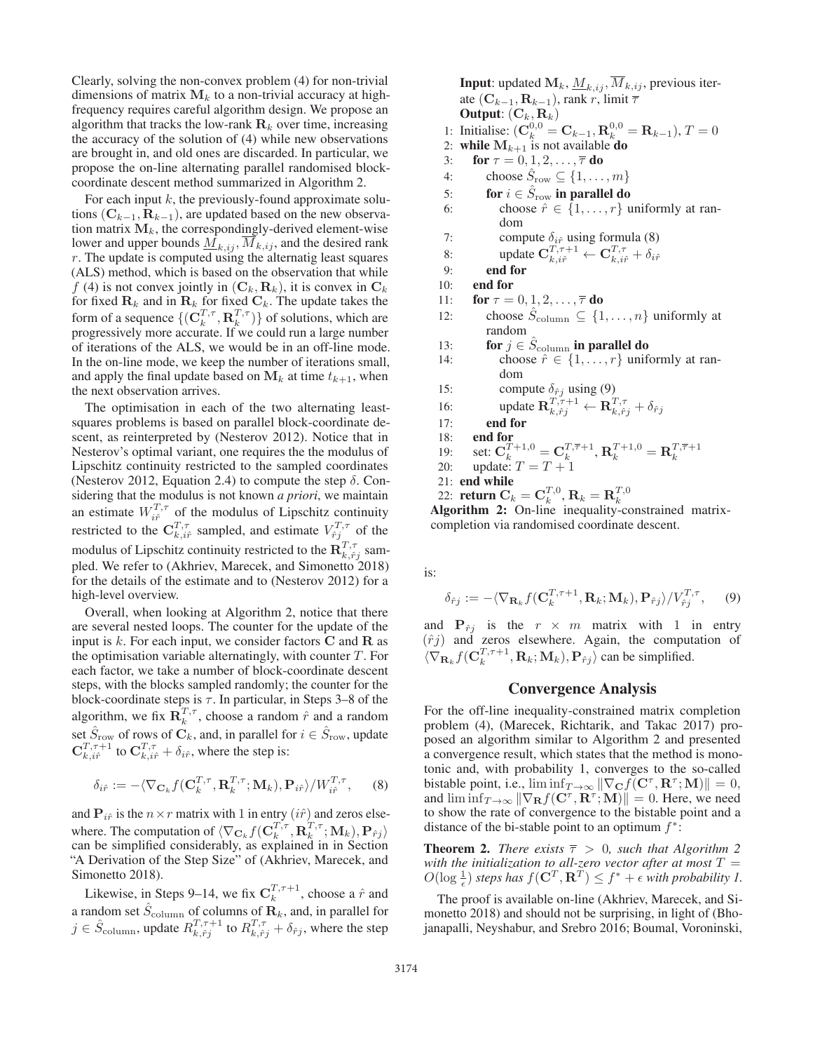Clearly, solving the non-convex problem (4) for non-trivial dimensions of matrix $\mathbf{M}_k$ to a non-trivial accuracy at high-frequency requires careful algorithm design. We propose an algorithm that tracks the low-rank $\mathbf{R}_k$ over time, increasing the accuracy of the solution of (4) while new observations are brought in, and old ones are discarded. In particular, we propose the on-line alternating parallel randomised block-coordinate descent method summarized in Algorithm 2.

For each input $k$, the previously-found approximate solutions $(\mathbf{C}_{k-1}, \mathbf{R}_{k-1})$, are updated based on the new observation matrix $\mathbf{M}_k$, the correspondingly-derived element-wise lower and upper bounds $\underline{M}_{k,ij}, \overline{M}_{k,ij}$, and the desired rank $r$. The update is computed using the alternatig least squares (ALS) method, which is based on the observation that while $f$ (4) is not convex jointly in $(\mathbf{C}_k, \mathbf{R}_k)$, it is convex in $\mathbf{C}_k$ for fixed $\mathbf{R}_k$ and in $\mathbf{R}_k$ for fixed $\mathbf{C}_k$. The update takes the form of a sequence $\{(\mathbf{C}_k^{T,\tau}, \mathbf{R}_k^{T,\tau})\}$ of solutions, which are progressively more accurate. If we could run a large number of iterations of the ALS, we would be in an off-line mode. In the on-line mode, we keep the number of iterations small, and apply the final update based on $\mathbf{M}_k$ at time $t_{k+1}$, when the next observation arrives.

The optimisation in each of the two alternating least-squares problems is based on parallel block-coordinate descent, as reinterpreted by (Nesterov 2012). Notice that in Nesterov's optimal variant, one requires the the modulus of Lipschitz continuity restricted to the sampled coordinates (Nesterov 2012, Equation 2.4) to compute the step $\delta$. Considering that the modulus is not known *a priori*, we maintain an estimate $W_{i\hat{r}}^{T,\tau}$ of the modulus of Lipschitz continuity restricted to the $\mathbf{C}_{k,i\hat{r}}^{T,\tau}$ sampled, and estimate $V_{\hat{r}j}^{T,\tau}$ of the modulus of Lipschitz continuity restricted to the $\mathbf{R}_{k,\hat{r}j}^{T,\tau}$ sampled. We refer to (Akhriev, Marecek, and Simonetto 2018) for the details of the estimate and to (Nesterov 2012) for a high-level overview.

Overall, when looking at Algorithm 2, notice that there are several nested loops. The counter for the update of the input is $k$. For each input, we consider factors $\mathbf{C}$ and $\mathbf{R}$ as the optimisation variable alternatingly, with counter $T$. For each factor, we take a number of block-coordinate descent steps, with the blocks sampled randomly; the counter for the block-coordinate steps is $\tau$. In particular, in Steps 3–8 of the algorithm, we fix $\mathbf{R}_k^{T,\tau}$, choose a random $\hat{r}$ and a random set $\hat{S}_{\text{row}}$ of rows of $\mathbf{C}_k$, and, in parallel for $i \in \hat{S}_{\text{row}}$, update $\mathbf{C}_{k,i\hat{r}}^{T,\tau+1}$ to $\mathbf{C}_{k,i\hat{r}}^{T,\tau} + \delta_{i\hat{r}}$, where the step is:

$$\delta_{i\hat{r}} := -\langle \nabla_{\mathbf{C}_k} f(\mathbf{C}_k^{T,\tau}, \mathbf{R}_k^{T,\tau}; \mathbf{M}_k), \mathbf{P}_{i\hat{r}} \rangle / W_{i\hat{r}}^{T,\tau}, \quad (8)$$

and $\mathbf{P}_{i\hat{r}}$ is the $n \times r$ matrix with 1 in entry $(i\hat{r})$ and zeros elsewhere. The computation of $\langle \nabla_{\mathbf{C}_k} f(\mathbf{C}_k^{T,\tau}, \mathbf{R}_k^{T,\tau}; \mathbf{M}_k), \mathbf{P}_{\hat{r}j} \rangle$ can be simplified considerably, as explained in in Section "A Derivation of the Step Size" of (Akhriev, Marecek, and Simonetto 2018).

Likewise, in Steps 9–14, we fix $\mathbf{C}_k^{T,\tau+1}$, choose a $\hat{r}$ and a random set $\hat{S}_{\text{column}}$ of columns of $\mathbf{R}_k$, and, in parallel for $j \in \hat{S}_{\text{column}}$, update $R_{k,\hat{r}j}^{T,\tau+1}$ to $R_{k,\hat{r}j}^{T,\tau} + \delta_{\hat{r}j}$, where the step is:

$$\delta_{\hat{r}j} := -\langle \nabla_{\mathbf{R}_k} f(\mathbf{C}_k^{T,\tau+1}, \mathbf{R}_k; \mathbf{M}_k), \mathbf{P}_{\hat{r}j} \rangle / V_{\hat{r}j}^{T,\tau}, \quad (9)$$

and $\mathbf{P}_{\hat{r}j}$ is the $r \times m$ matrix with 1 in entry $(\hat{r}j)$ and zeros elsewhere. Again, the computation of $\langle \nabla_{\mathbf{R}_k} f(\mathbf{C}_k^{T,\tau+1}, \mathbf{R}_k; \mathbf{M}_k), \mathbf{P}_{\hat{r}j} \rangle$ can be simplified.

**Input**: updated $\mathbf{M}_k$, $\underline{M}_{k,ij}$, $\overline{M}_{k,ij}$, previous iterate $(\mathbf{C}_{k-1}, \mathbf{R}_{k-1})$, rank $r$, limit $\overline{\tau}$
**Output**: $(\mathbf{C}_k, \mathbf{R}_k)$

```
1: Initialise: (C_k^{0,0} = C_{k-1}, R_k^{0,0} = R_{k-1}), T = 0
2: while M_{k+1} is not available do
3:   for τ = 0, 1, 2, ..., τ̄ do
4:     choose Ŝ_row ⊆ {1, ..., m}
5:     for i ∈ Ŝ_row in parallel do
6:       choose r̂ ∈ {1, ..., r} uniformly at random
7:       compute δ_{i r̂} using formula (8)
8:       update C_{k,i r̂}^{T,τ+1} ← C_{k,i r̂}^{T,τ} + δ_{i r̂}
9:     end for
10:  end for
11:  for τ = 0, 1, 2, ..., τ̄ do
12:    choose Ŝ_column ⊆ {1, ..., n} uniformly at random
13:    for j ∈ Ŝ_column in parallel do
14:      choose r̂ ∈ {1, ..., r} uniformly at random
15:      compute δ_{r̂ j} using (9)
16:      update R_{k,r̂ j}^{T,τ+1} ← R_{k,r̂ j}^{T,τ} + δ_{r̂ j}
17:    end for
18:  end for
19:  set: C_k^{T+1,0} = C_k^{T,τ̄+1}, R_k^{T+1,0} = R_k^{T,τ̄+1}
20:  update: T = T + 1
21: end while
22: return C_k = C_k^{T,0}, R_k = R_k^{T,0}
```

**Algorithm 2:** On-line inequality-constrained matrix-completion via randomised coordinate descent.

## Convergence Analysis

For the off-line inequality-constrained matrix completion problem (4), (Marecek, Richtarik, and Takac 2017) proposed an algorithm similar to Algorithm 2 and presented a convergence result, which states that the method is monotonic and, with probability 1, converges to the so-called bistable point, i.e., $\liminf_{T\to\infty} \|\nabla_{\mathbf{C}} f(\mathbf{C}^\tau, \mathbf{R}^\tau; \mathbf{M})\| = 0$, and $\liminf_{T\to\infty} \|\nabla_{\mathbf{R}} f(\mathbf{C}^\tau, \mathbf{R}^\tau; \mathbf{M})\| = 0$. Here, we need to show the rate of convergence to the bistable point and a distance of the bi-stable point to an optimum $f^*$:

**Theorem 2.** *There exists $\overline{\tau} > 0$, such that Algorithm 2 with the initialization to all-zero vector after at most $T = O(\log \frac{1}{\epsilon})$ steps has $f(\mathbf{C}^T, \mathbf{R}^T) \leq f^* + \epsilon$ with probability 1.*

The proof is available on-line (Akhriev, Marecek, and Simonetto 2018) and should not be surprising, in light of (Bhojanapalli, Neyshabur, and Srebro 2016; Boumal, Voroninski,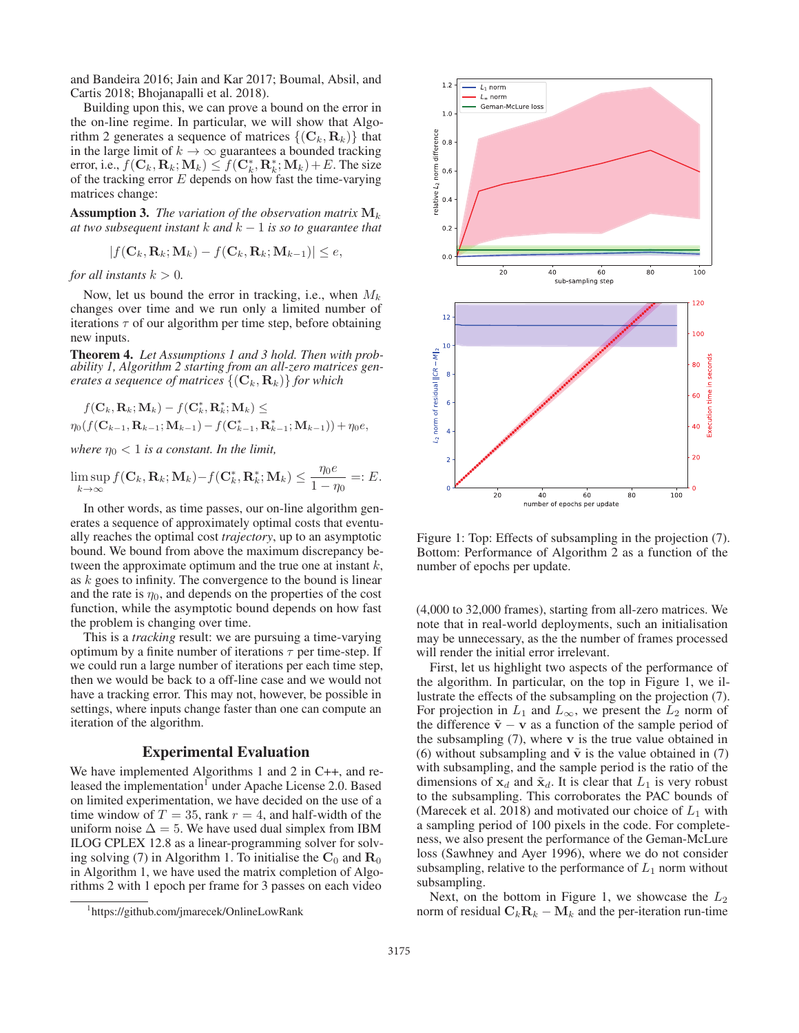and Bandeira 2016; Jain and Kar 2017; Boumal, Absil, and Cartis 2018; Bhojanapalli et al. 2018).

Building upon this, we can prove a bound on the error in the on-line regime. In particular, we will show that Algorithm 2 generates a sequence of matrices $\{(\mathbf{C}_k, \mathbf{R}_k)\}$ that in the large limit of $k \to \infty$ guarantees a bounded tracking error, i.e., $f(\mathbf{C}_k, \mathbf{R}_k; \mathbf{M}_k) \leq f(\mathbf{C}_k^*, \mathbf{R}_k^*; \mathbf{M}_k) + E$. The size of the tracking error $E$ depends on how fast the time-varying matrices change:

**Assumption 3.** *The variation of the observation matrix $\mathbf{M}_k$ at two subsequent instant $k$ and $k-1$ is so to guarantee that*

$$|f(\mathbf{C}_k, \mathbf{R}_k; \mathbf{M}_k) - f(\mathbf{C}_k, \mathbf{R}_k; \mathbf{M}_{k-1})| \leq e,$$

*for all instants $k > 0$.*

Now, let us bound the error in tracking, i.e., when $M_k$ changes over time and we run only a limited number of iterations $\tau$ of our algorithm per time step, before obtaining new inputs.

**Theorem 4.** *Let Assumptions 1 and 3 hold. Then with probability 1, Algorithm 2 starting from an all-zero matrices generates a sequence of matrices $\{(\mathbf{C}_k, \mathbf{R}_k)\}$ for which*

$$f(\mathbf{C}_k, \mathbf{R}_k; \mathbf{M}_k) - f(\mathbf{C}_k^*, \mathbf{R}_k^*; \mathbf{M}_k) \leq$$
$$\eta_0 (f(\mathbf{C}_{k-1}, \mathbf{R}_{k-1}; \mathbf{M}_{k-1}) - f(\mathbf{C}_{k-1}^*, \mathbf{R}_{k-1}^*; \mathbf{M}_{k-1})) + \eta_0 e,$$

*where $\eta_0 < 1$ is a constant. In the limit,*

$$\limsup_{k\to\infty} f(\mathbf{C}_k, \mathbf{R}_k; \mathbf{M}_k) - f(\mathbf{C}_k^*, \mathbf{R}_k^*; \mathbf{M}_k) \leq \frac{\eta_0 e}{1-\eta_0} =: E.$$

In other words, as time passes, our on-line algorithm generates a sequence of approximately optimal costs that eventually reaches the optimal cost *trajectory*, up to an asymptotic bound. We bound from above the maximum discrepancy between the approximate optimum and the true one at instant $k$, as $k$ goes to infinity. The convergence to the bound is linear and the rate is $\eta_0$, and depends on the properties of the cost function, while the asymptotic bound depends on how fast the problem is changing over time.

This is a *tracking* result: we are pursuing a time-varying optimum by a finite number of iterations $\tau$ per time-step. If we could run a large number of iterations per each time step, then we would be back to a off-line case and we would not have a tracking error. This may not, however, be possible in settings, where inputs change faster than one can compute an iteration of the algorithm.

## Experimental Evaluation

We have implemented Algorithms 1 and 2 in C++, and released the implementation[1] under Apache License 2.0. Based on limited experimentation, we have decided on the use of a time window of $T = 35$, rank $r = 4$, and half-width of the uniform noise $\Delta = 5$. We have used dual simplex from IBM ILOG CPLEX 12.8 as a linear-programming solver for solving solving (7) in Algorithm 1. To initialise the $\mathbf{C}_0$ and $\mathbf{R}_0$ in Algorithm 1, we have used the matrix completion of Algorithms 2 with 1 epoch per frame for 3 passes on each video (4,000 to 32,000 frames), starting from all-zero matrices. We note that in real-world deployments, such an initialisation may be unnecessary, as the the number of frames processed will render the initial error irrelevant.

[1] https://github.com/jmarecek/OnlineLowRank

Figure 1: Top: Effects of subsampling in the projection (7). Bottom: Performance of Algorithm 2 as a function of the number of epochs per update.

First, let us highlight two aspects of the performance of the algorithm. In particular, on the top in Figure 1, we illustrate the effects of the subsampling on the projection (7). For projection in $L_1$ and $L_\infty$, we present the $L_2$ norm of the difference $\tilde{\mathbf{v}} - \mathbf{v}$ as a function of the sample period of the subsampling (7), where $\mathbf{v}$ is the true value obtained in (6) without subsampling and $\tilde{\mathbf{v}}$ is the value obtained in (7) with subsampling, and the sample period is the ratio of the dimensions of $\mathbf{x}_d$ and $\tilde{\mathbf{x}}_d$. It is clear that $L_1$ is very robust to the subsampling. This corroborates the PAC bounds of (Marecek et al. 2018) and motivated our choice of $L_1$ with a sampling period of 100 pixels in the code. For completeness, we also present the performance of the Geman-McLure loss (Sawhney and Ayer 1996), where we do not consider subsampling, relative to the performance of $L_1$ norm without subsampling.

Next, on the bottom in Figure 1, we showcase the $L_2$ norm of residual $\mathbf{C}_k\mathbf{R}_k - \mathbf{M}_k$ and the per-iteration run-time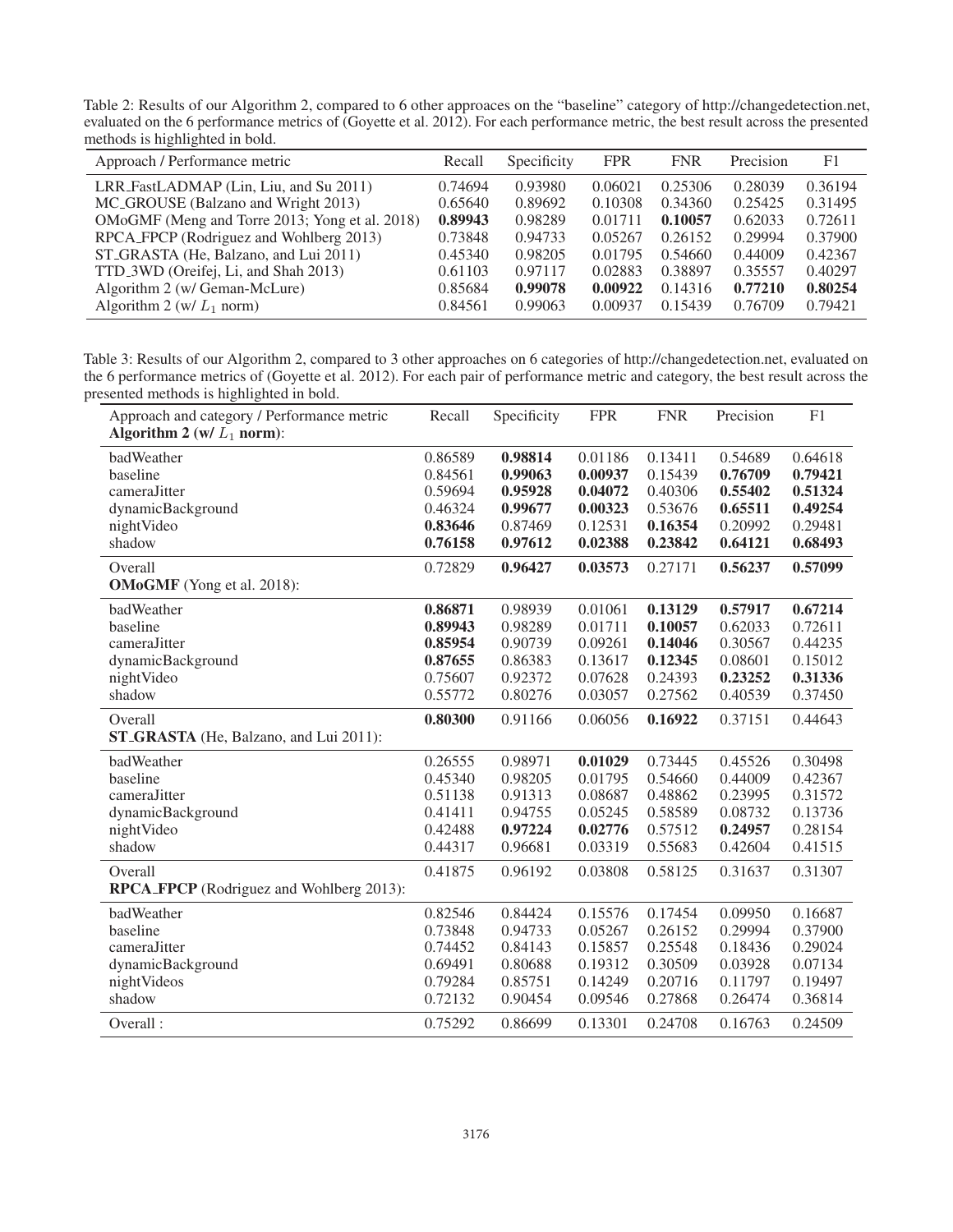Table 2: Results of our Algorithm 2, compared to 6 other approaces on the "baseline" category of http://changedetection.net, evaluated on the 6 performance metrics of (Goyette et al. 2012). For each performance metric, the best result across the presented methods is highlighted in bold.

| Approach / Performance metric | Recall | Specificity | FPR | FNR | Precision | F1 |
|---|---|---|---|---|---|---|
| LRR_FastLADMAP (Lin, Liu, and Su 2011) | 0.74694 | 0.93980 | 0.06021 | 0.25306 | 0.28039 | 0.36194 |
| MC_GROUSE (Balzano and Wright 2013) | 0.65640 | 0.89692 | 0.10308 | 0.34360 | 0.25425 | 0.31495 |
| OMoGMF (Meng and Torre 2013; Yong et al. 2018) | **0.89943** | 0.98289 | 0.01711 | **0.10057** | 0.62033 | 0.72611 |
| RPCA_FPCP (Rodriguez and Wohlberg 2013) | 0.73848 | 0.94733 | 0.05267 | 0.26152 | 0.29994 | 0.37900 |
| ST_GRASTA (He, Balzano, and Lui 2011) | 0.45340 | 0.98205 | 0.01795 | 0.54660 | 0.44009 | 0.42367 |
| TTD_3WD (Oreifej, Li, and Shah 2013) | 0.61103 | 0.97117 | 0.02883 | 0.38897 | 0.35557 | 0.40297 |
| Algorithm 2 (w/ Geman-McLure) | 0.85684 | **0.99078** | **0.00922** | 0.14316 | **0.77210** | **0.80254** |
| Algorithm 2 (w/ $L_1$ norm) | 0.84561 | 0.99063 | 0.00937 | 0.15439 | 0.76709 | 0.79421 |

Table 3: Results of our Algorithm 2, compared to 3 other approaches on 6 categories of http://changedetection.net, evaluated on the 6 performance metrics of (Goyette et al. 2012). For each pair of performance metric and category, the best result across the presented methods is highlighted in bold.

| Approach and category / Performance metric | Recall | Specificity | FPR | FNR | Precision | F1 |
|---|---|---|---|---|---|---|
| **Algorithm 2 (w/ $L_1$ norm)**: | | | | | | |
| badWeather | 0.86589 | **0.98814** | 0.01186 | 0.13411 | 0.54689 | 0.64618 |
| baseline | 0.84561 | **0.99063** | **0.00937** | 0.15439 | **0.76709** | **0.79421** |
| cameraJitter | 0.59694 | **0.95928** | **0.04072** | 0.40306 | **0.55402** | **0.51324** |
| dynamicBackground | 0.46324 | **0.99677** | **0.00323** | 0.53676 | **0.65511** | **0.49254** |
| nightVideo | **0.83646** | 0.87469 | 0.12531 | **0.16354** | 0.20992 | 0.29481 |
| shadow | **0.76158** | **0.97612** | **0.02388** | **0.23842** | **0.64121** | **0.68493** |
| Overall | 0.72829 | **0.96427** | **0.03573** | 0.27171 | **0.56237** | **0.57099** |
| **OMoGMF** (Yong et al. 2018): | | | | | | |
| badWeather | **0.86871** | 0.98939 | 0.01061 | **0.13129** | **0.57917** | **0.67214** |
| baseline | **0.89943** | 0.98289 | 0.01711 | **0.10057** | 0.62033 | 0.72611 |
| cameraJitter | **0.85954** | 0.90739 | 0.09261 | **0.14046** | 0.30567 | 0.44235 |
| dynamicBackground | **0.87655** | 0.86383 | 0.13617 | **0.12345** | 0.08601 | 0.15012 |
| nightVideo | 0.75607 | 0.92372 | 0.07628 | 0.24393 | **0.23252** | **0.31336** |
| shadow | 0.55772 | 0.80276 | 0.03057 | 0.27562 | 0.40539 | 0.37450 |
| Overall | **0.80300** | 0.91166 | 0.06056 | **0.16922** | 0.37151 | 0.44643 |
| **ST_GRASTA** (He, Balzano, and Lui 2011): | | | | | | |
| badWeather | 0.26555 | 0.98971 | **0.01029** | 0.73445 | 0.45526 | 0.30498 |
| baseline | 0.45340 | 0.98205 | 0.01795 | 0.54660 | 0.44009 | 0.42367 |
| cameraJitter | 0.51138 | 0.91313 | 0.08687 | 0.48862 | 0.23995 | 0.31572 |
| dynamicBackground | 0.41411 | 0.94755 | 0.05245 | 0.58589 | 0.08732 | 0.13736 |
| nightVideo | 0.42488 | **0.97224** | **0.02776** | 0.57512 | **0.24957** | 0.28154 |
| shadow | 0.44317 | 0.96681 | 0.03319 | 0.55683 | 0.42604 | 0.41515 |
| Overall | 0.41875 | 0.96192 | 0.03808 | 0.58125 | 0.31637 | 0.31307 |
| **RPCA_FPCP** (Rodriguez and Wohlberg 2013): | | | | | | |
| badWeather | 0.82546 | 0.84424 | 0.15576 | 0.17454 | 0.09950 | 0.16687 |
| baseline | 0.73848 | 0.94733 | 0.05267 | 0.26152 | 0.29994 | 0.37900 |
| cameraJitter | 0.74452 | 0.84143 | 0.15857 | 0.25548 | 0.18436 | 0.29024 |
| dynamicBackground | 0.69491 | 0.80688 | 0.19312 | 0.30509 | 0.03928 | 0.07134 |
| nightVideos | 0.79284 | 0.85751 | 0.14249 | 0.20716 | 0.11797 | 0.19497 |
| shadow | 0.72132 | 0.90454 | 0.09546 | 0.27868 | 0.26474 | 0.36814 |
| Overall : | 0.75292 | 0.86699 | 0.13301 | 0.24708 | 0.16763 | 0.24509 |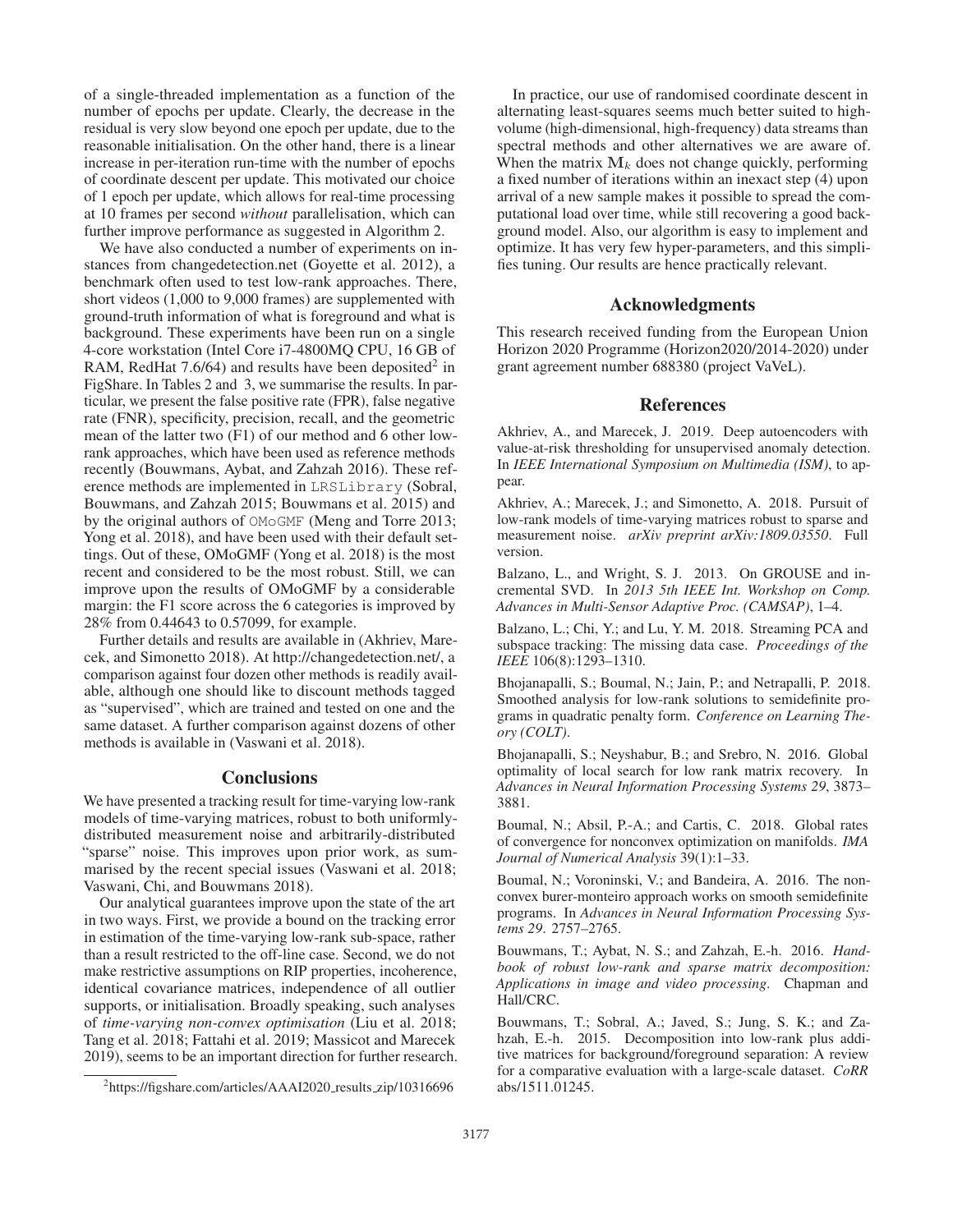of a single-threaded implementation as a function of the number of epochs per update. Clearly, the decrease in the residual is very slow beyond one epoch per update, due to the reasonable initialisation. On the other hand, there is a linear increase in per-iteration run-time with the number of epochs of coordinate descent per update. This motivated our choice of 1 epoch per update, which allows for real-time processing at 10 frames per second *without* parallelisation, which can further improve performance as suggested in Algorithm 2.

We have also conducted a number of experiments on instances from changedetection.net (Goyette et al. 2012), a benchmark often used to test low-rank approaches. There, short videos (1,000 to 9,000 frames) are supplemented with ground-truth information of what is foreground and what is background. These experiments have been run on a single 4-core workstation (Intel Core i7-4800MQ CPU, 16 GB of RAM, RedHat 7.6/64) and results have been deposited[2] in FigShare. In Tables 2 and 3, we summarise the results. In particular, we present the false positive rate (FPR), false negative rate (FNR), specificity, precision, recall, and the geometric mean of the latter two (F1) of our method and 6 other low-rank approaches, which have been used as reference methods recently (Bouwmans, Aybat, and Zahzah 2016). These reference methods are implemented in `LRSLibrary` (Sobral, Bouwmans, and Zahzah 2015; Bouwmans et al. 2015) and by the original authors of `OMoGMF` (Meng and Torre 2013; Yong et al. 2018), and have been used with their default settings. Out of these, OMoGMF (Yong et al. 2018) is the most recent and considered to be the most robust. Still, we can improve upon the results of OMoGMF by a considerable margin: the F1 score across the 6 categories is improved by 28% from 0.44643 to 0.57099, for example.

Further details and results are available in (Akhriev, Marecek, and Simonetto 2018). At http://changedetection.net/, a comparison against four dozen other methods is readily available, although one should like to discount methods tagged as "supervised", which are trained and tested on one and the same dataset. A further comparison against dozens of other methods is available in (Vaswani et al. 2018).

## Conclusions

We have presented a tracking result for time-varying low-rank models of time-varying matrices, robust to both uniformly-distributed measurement noise and arbitrarily-distributed "sparse" noise. This improves upon prior work, as summarised by the recent special issues (Vaswani et al. 2018; Vaswani, Chi, and Bouwmans 2018).

Our analytical guarantees improve upon the state of the art in two ways. First, we provide a bound on the tracking error in estimation of the time-varying low-rank sub-space, rather than a result restricted to the off-line case. Second, we do not make restrictive assumptions on RIP properties, incoherence, identical covariance matrices, independence of all outlier supports, or initialisation. Broadly speaking, such analyses of *time-varying non-convex optimisation* (Liu et al. 2018; Tang et al. 2018; Fattahi et al. 2019; Massicot and Marecek 2019), seems to be an important direction for further research.

In practice, our use of randomised coordinate descent in alternating least-squares seems much better suited to high-volume (high-dimensional, high-frequency) data streams than spectral methods and other alternatives we are aware of. When the matrix $\mathbf{M}_k$ does not change quickly, performing a fixed number of iterations within an inexact step (4) upon arrival of a new sample makes it possible to spread the computational load over time, while still recovering a good background model. Also, our algorithm is easy to implement and optimize. It has very few hyper-parameters, and this simplifies tuning. Our results are hence practically relevant.

[2] https://figshare.com/articles/AAAI2020_results_zip/10316696

## Acknowledgments

This research received funding from the European Union Horizon 2020 Programme (Horizon2020/2014-2020) under grant agreement number 688380 (project VaVeL).

## References

Akhriev, A., and Marecek, J. 2019. Deep autoencoders with value-at-risk thresholding for unsupervised anomaly detection. In *IEEE International Symposium on Multimedia (ISM)*, to appear.

Akhriev, A.; Marecek, J.; and Simonetto, A. 2018. Pursuit of low-rank models of time-varying matrices robust to sparse and measurement noise. *arXiv preprint arXiv:1809.03550*. Full version.

Balzano, L., and Wright, S. J. 2013. On GROUSE and incremental SVD. In *2013 5th IEEE Int. Workshop on Comp. Advances in Multi-Sensor Adaptive Proc. (CAMSAP)*, 1–4.

Balzano, L.; Chi, Y.; and Lu, Y. M. 2018. Streaming PCA and subspace tracking: The missing data case. *Proceedings of the IEEE* 106(8):1293–1310.

Bhojanapalli, S.; Boumal, N.; Jain, P.; and Netrapalli, P. 2018. Smoothed analysis for low-rank solutions to semidefinite programs in quadratic penalty form. *Conference on Learning Theory (COLT)*.

Bhojanapalli, S.; Neyshabur, B.; and Srebro, N. 2016. Global optimality of local search for low rank matrix recovery. In *Advances in Neural Information Processing Systems 29*, 3873–3881.

Boumal, N.; Absil, P.-A.; and Cartis, C. 2018. Global rates of convergence for nonconvex optimization on manifolds. *IMA Journal of Numerical Analysis* 39(1):1–33.

Boumal, N.; Voroninski, V.; and Bandeira, A. 2016. The non-convex burer-monteiro approach works on smooth semidefinite programs. In *Advances in Neural Information Processing Systems 29*. 2757–2765.

Bouwmans, T.; Aybat, N. S.; and Zahzah, E.-h. 2016. *Handbook of robust low-rank and sparse matrix decomposition: Applications in image and video processing*. Chapman and Hall/CRC.

Bouwmans, T.; Sobral, A.; Javed, S.; Jung, S. K.; and Zahzah, E.-h. 2015. Decomposition into low-rank plus additive matrices for background/foreground separation: A review for a comparative evaluation with a large-scale dataset. *CoRR* abs/1511.01245.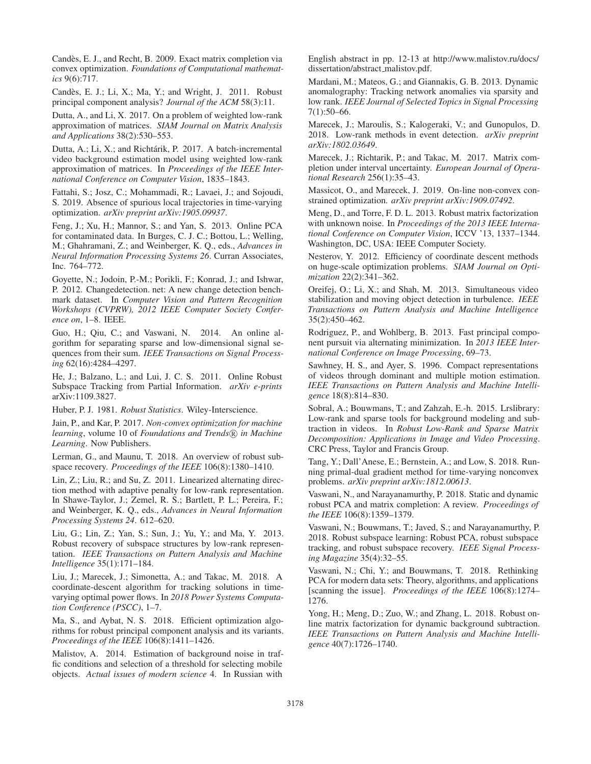Candès, E. J., and Recht, B. 2009. Exact matrix completion via convex optimization. *Foundations of Computational mathematics* 9(6):717.

Candès, E. J.; Li, X.; Ma, Y.; and Wright, J. 2011. Robust principal component analysis? *Journal of the ACM* 58(3):11.

Dutta, A., and Li, X. 2017. On a problem of weighted low-rank approximation of matrices. *SIAM Journal on Matrix Analysis and Applications* 38(2):530–553.

Dutta, A.; Li, X.; and Richtárik, P. 2017. A batch-incremental video background estimation model using weighted low-rank approximation of matrices. In *Proceedings of the IEEE International Conference on Computer Vision*, 1835–1843.

Fattahi, S.; Josz, C.; Mohammadi, R.; Lavaei, J.; and Sojoudi, S. 2019. Absence of spurious local trajectories in time-varying optimization. *arXiv preprint arXiv:1905.09937*.

Feng, J.; Xu, H.; Mannor, S.; and Yan, S. 2013. Online PCA for contaminated data. In Burges, C. J. C.; Bottou, L.; Welling, M.; Ghahramani, Z.; and Weinberger, K. Q., eds., *Advances in Neural Information Processing Systems 26*. Curran Associates, Inc. 764–772.

Goyette, N.; Jodoin, P.-M.; Porikli, F.; Konrad, J.; and Ishwar, P. 2012. Changedetection. net: A new change detection benchmark dataset. In *Computer Vision and Pattern Recognition Workshops (CVPRW), 2012 IEEE Computer Society Conference on*, 1–8. IEEE.

Guo, H.; Qiu, C.; and Vaswani, N. 2014. An online algorithm for separating sparse and low-dimensional signal sequences from their sum. *IEEE Transactions on Signal Processing* 62(16):4284–4297.

He, J.; Balzano, L.; and Lui, J. C. S. 2011. Online Robust Subspace Tracking from Partial Information. *arXiv e-prints* arXiv:1109.3827.

Huber, P. J. 1981. *Robust Statistics*. Wiley-Interscience.

Jain, P., and Kar, P. 2017. *Non-convex optimization for machine learning*, volume 10 of *Foundations and Trends® in Machine Learning*. Now Publishers.

Lerman, G., and Maunu, T. 2018. An overview of robust subspace recovery. *Proceedings of the IEEE* 106(8):1380–1410.

Lin, Z.; Liu, R.; and Su, Z. 2011. Linearized alternating direction method with adaptive penalty for low-rank representation. In Shawe-Taylor, J.; Zemel, R. S.; Bartlett, P. L.; Pereira, F.; and Weinberger, K. Q., eds., *Advances in Neural Information Processing Systems 24*. 612–620.

Liu, G.; Lin, Z.; Yan, S.; Sun, J.; Yu, Y.; and Ma, Y. 2013. Robust recovery of subspace structures by low-rank representation. *IEEE Transactions on Pattern Analysis and Machine Intelligence* 35(1):171–184.

Liu, J.; Marecek, J.; Simonetta, A.; and Takac, M. 2018. A coordinate-descent algorithm for tracking solutions in time-varying optimal power flows. In *2018 Power Systems Computation Conference (PSCC)*, 1–7.

Ma, S., and Aybat, N. S. 2018. Efficient optimization algorithms for robust principal component analysis and its variants. *Proceedings of the IEEE* 106(8):1411–1426.

Malistov, A. 2014. Estimation of background noise in traffic conditions and selection of a threshold for selecting mobile objects. *Actual issues of modern science* 4. In Russian with English abstract in pp. 12-13 at http://www.malistov.ru/docs/dissertation/abstract_malistov.pdf.

Mardani, M.; Mateos, G.; and Giannakis, G. B. 2013. Dynamic anomalography: Tracking network anomalies via sparsity and low rank. *IEEE Journal of Selected Topics in Signal Processing* 7(1):50–66.

Marecek, J.; Maroulis, S.; Kalogeraki, V.; and Gunopulos, D. 2018. Low-rank methods in event detection. *arXiv preprint arXiv:1802.03649*.

Marecek, J.; Richtarik, P.; and Takac, M. 2017. Matrix completion under interval uncertainty. *European Journal of Operational Research* 256(1):35–43.

Massicot, O., and Marecek, J. 2019. On-line non-convex constrained optimization. *arXiv preprint arXiv:1909.07492*.

Meng, D., and Torre, F. D. L. 2013. Robust matrix factorization with unknown noise. In *Proceedings of the 2013 IEEE International Conference on Computer Vision*, ICCV '13, 1337–1344. Washington, DC, USA: IEEE Computer Society.

Nesterov, Y. 2012. Efficiency of coordinate descent methods on huge-scale optimization problems. *SIAM Journal on Optimization* 22(2):341–362.

Oreifej, O.; Li, X.; and Shah, M. 2013. Simultaneous video stabilization and moving object detection in turbulence. *IEEE Transactions on Pattern Analysis and Machine Intelligence* 35(2):450–462.

Rodriguez, P., and Wohlberg, B. 2013. Fast principal component pursuit via alternating minimization. In *2013 IEEE International Conference on Image Processing*, 69–73.

Sawhney, H. S., and Ayer, S. 1996. Compact representations of videos through dominant and multiple motion estimation. *IEEE Transactions on Pattern Analysis and Machine Intelligence* 18(8):814–830.

Sobral, A.; Bouwmans, T.; and Zahzah, E.-h. 2015. Lrslibrary: Low-rank and sparse tools for background modeling and subtraction in videos. In *Robust Low-Rank and Sparse Matrix Decomposition: Applications in Image and Video Processing*. CRC Press, Taylor and Francis Group.

Tang, Y.; Dall'Anese, E.; Bernstein, A.; and Low, S. 2018. Running primal-dual gradient method for time-varying nonconvex problems. *arXiv preprint arXiv:1812.00613*.

Vaswani, N., and Narayanamurthy, P. 2018. Static and dynamic robust PCA and matrix completion: A review. *Proceedings of the IEEE* 106(8):1359–1379.

Vaswani, N.; Bouwmans, T.; Javed, S.; and Narayanamurthy, P. 2018. Robust subspace learning: Robust PCA, robust subspace tracking, and robust subspace recovery. *IEEE Signal Processing Magazine* 35(4):32–55.

Vaswani, N.; Chi, Y.; and Bouwmans, T. 2018. Rethinking PCA for modern data sets: Theory, algorithms, and applications [scanning the issue]. *Proceedings of the IEEE* 106(8):1274–1276.

Yong, H.; Meng, D.; Zuo, W.; and Zhang, L. 2018. Robust online matrix factorization for dynamic background subtraction. *IEEE Transactions on Pattern Analysis and Machine Intelligence* 40(7):1726–1740.